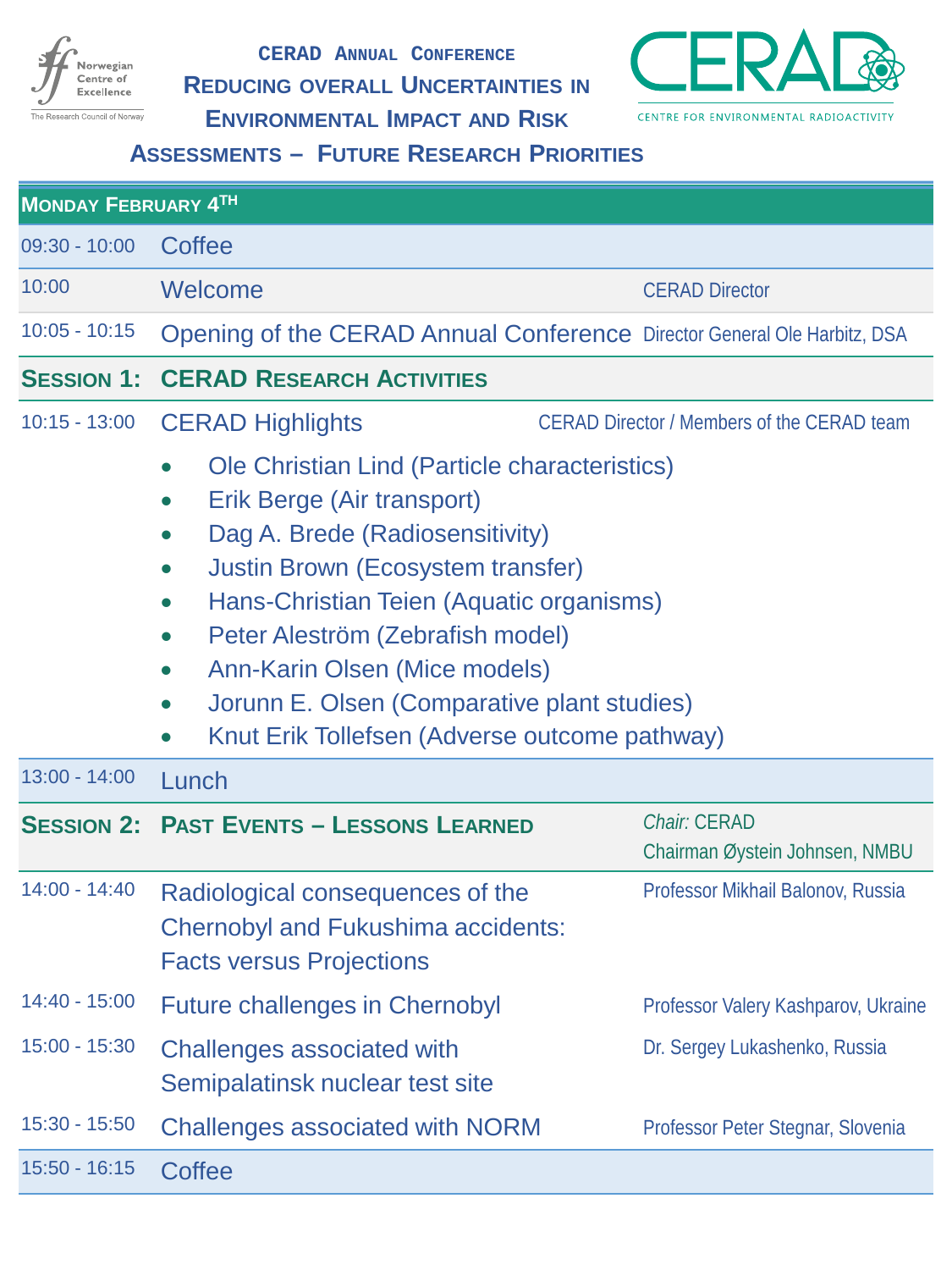# CERAD Annual Conference

## Reducing overall Uncertainties in Environmental Impact and Risk Assessments – Future Research Priorities

Norwegian Centre of Excellence – The Research Council of Norway

CERAD – Centre for Environmental Radioactivity

| **Monday February 4th** | | |
|---|---|---|
| 09:30 - 10:00 | Coffee | |
| 10:00 | Welcome | CERAD Director |
| 10:05 - 10:15 | Opening of the CERAD Annual Conference | Director General Ole Harbitz, DSA |
| **Session 1:** | **CERAD Research Activities** | |
| 10:15 - 13:00 | CERAD Highlights<br>• Ole Christian Lind (Particle characteristics)<br>• Erik Berge (Air transport)<br>• Dag A. Brede (Radiosensitivity)<br>• Justin Brown (Ecosystem transfer)<br>• Hans-Christian Teien (Aquatic organisms)<br>• Peter Aleström (Zebrafish model)<br>• Ann-Karin Olsen (Mice models)<br>• Jorunn E. Olsen (Comparative plant studies)<br>• Knut Erik Tollefsen (Adverse outcome pathway) | CERAD Director / Members of the CERAD team |
| 13:00 - 14:00 | Lunch | |
| **Session 2:** | **Past Events – Lessons Learned** | *Chair:* CERAD<br>Chairman Øystein Johnsen, NMBU |
| 14:00 - 14:40 | Radiological consequences of the Chernobyl and Fukushima accidents: Facts versus Projections | Professor Mikhail Balonov, Russia |
| 14:40 - 15:00 | Future challenges in Chernobyl | Professor Valery Kashparov, Ukraine |
| 15:00 - 15:30 | Challenges associated with Semipalatinsk nuclear test site | Dr. Sergey Lukashenko, Russia |
| 15:30 - 15:50 | Challenges associated with NORM | Professor Peter Stegnar, Slovenia |
| 15:50 - 16:15 | Coffee | |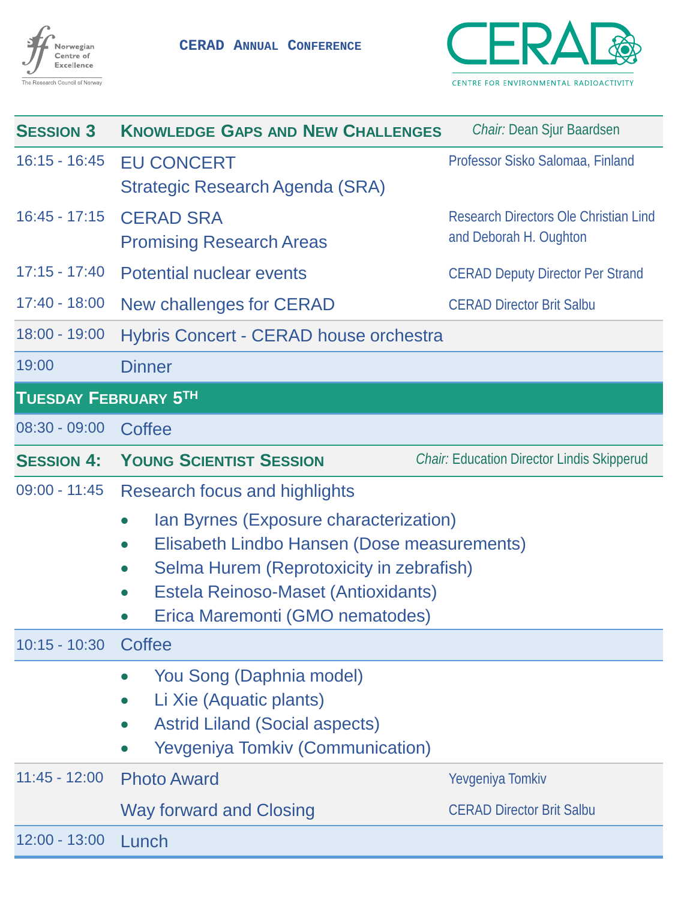Norwegian Centre of Excellence
The Research Council of Norway

**CERAD Annual Conference**

CERAD
CENTRE FOR ENVIRONMENTAL RADIOACTIVITY

| | | |
|---|---|---|
| **SESSION 3** | **KNOWLEDGE GAPS AND NEW CHALLENGES** | *Chair:* Dean Sjur Baardsen |
| 16:15 - 16:45 | EU CONCERT<br>Strategic Research Agenda (SRA) | Professor Sisko Salomaa, Finland |
| 16:45 - 17:15 | CERAD SRA<br>Promising Research Areas | Research Directors Ole Christian Lind and Deborah H. Oughton |
| 17:15 - 17:40 | Potential nuclear events | CERAD Deputy Director Per Strand |
| 17:40 - 18:00 | New challenges for CERAD | CERAD Director Brit Salbu |
| 18:00 - 19:00 | Hybris Concert - CERAD house orchestra | |
| 19:00 | Dinner | |
| **TUESDAY FEBRUARY 5TH** | | |
| 08:30 - 09:00 | Coffee | |
| **SESSION 4:** | **YOUNG SCIENTIST SESSION** | *Chair:* Education Director Lindis Skipperud |
| 09:00 - 11:45 | Research focus and highlights<br>• Ian Byrnes (Exposure characterization)<br>• Elisabeth Lindbo Hansen (Dose measurements)<br>• Selma Hurem (Reprotoxicity in zebrafish)<br>• Estela Reinoso-Maset (Antioxidants)<br>• Erica Maremonti (GMO nematodes) | |
| 10:15 - 10:30 | Coffee | |
| | • You Song (Daphnia model)<br>• Li Xie (Aquatic plants)<br>• Astrid Liland (Social aspects)<br>• Yevgeniya Tomkiv (Communication) | |
| 11:45 - 12:00 | Photo Award | Yevgeniya Tomkiv |
| | Way forward and Closing | CERAD Director Brit Salbu |
| 12:00 - 13:00 | Lunch | |